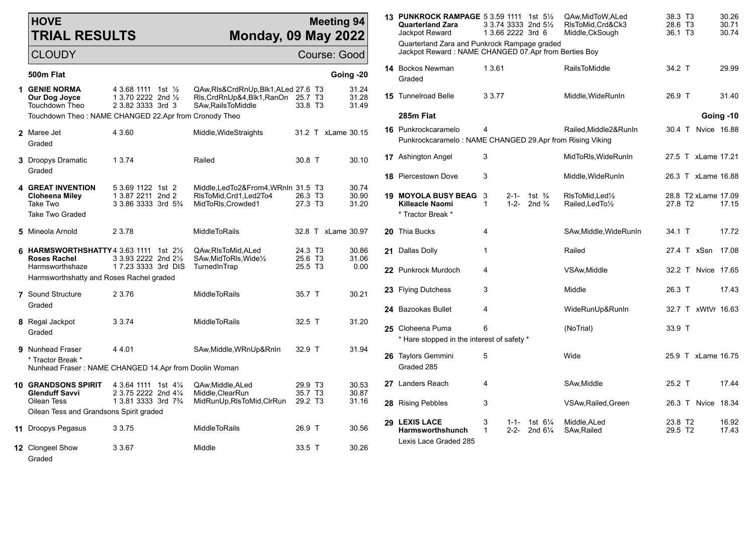# HOVE TRIAL RESULTS

**Meeting 94**
**Monday, 09 May 2022**

CLOUDY — Course: Good

## 500m Flat — Going -20

| No. | Dog | Trap / Sectional / Positions / Result | Comment | Weight | Time |
|---|---|---|---|---|---|
| 1 | **GENIE NORMA** | 4 3.68 1111 1st ½ | QAw,Rls&CrdRnUp,Blk1,ALed | 27.6 T3 | 31.24 |
| | **Our Dog Joyce** | 1 3.70 2222 2nd ½ | Rls,CrdRnUp&4,Blk1,RanOn | 25.7 T3 | 31.28 |
| | Touchdown Theo | 2 3.82 3333 3rd 3 | SAw,RailsToMiddle | 33.8 T3 | 31.49 |
| | Touchdown Theo : NAME CHANGED 22.Apr from Cronody Theo | | | | |
| 2 | Maree Jet | 4 3.60 | Middle,WideStraights | 31.2 T xLame | 30.15 |
| | Graded | | | | |
| 3 | Droopys Dramatic | 1 3.74 | Railed | 30.8 T | 30.10 |
| | Graded | | | | |
| 4 | **GREAT INVENTION** | 5 3.69 1122 1st 2 | Middle,LedTo2&From4,WRnIn | 31.5 T3 | 30.74 |
| | **Cloheena Miley** | 1 3.87 2211 2nd 2 | RlsToMid,Crd1,Led2To4 | 26.3 T3 | 30.90 |
| | Take Two | 3 3.86 3333 3rd 5¾ | MidToRls,Crowded1 | 27.3 T3 | 31.20 |
| | Take Two Graded | | | | |
| 5 | Mineola Arnold | 2 3.78 | MiddleToRails | 32.8 T xLame | 30.97 |
| 6 | **HARMSWORTHSHATTY** | 4 3.63 1111 1st 2½ | QAw,RlsToMid,ALed | 24.3 T3 | 30.86 |
| | **Roses Rachel** | 3 3.93 2222 2nd 2½ | SAw,MidToRls,Wide½ | 25.6 T3 | 31.06 |
| | Harmsworthshaze | 1 7.23 3333 3rd DIS | TurnedInTrap | 25.5 T3 | 0.00 |
| | Harmsworthshatty and Roses Rachel graded | | | | |
| 7 | Sound Structure | 2 3.76 | MiddleToRails | 35.7 T | 30.21 |
| | Graded | | | | |
| 8 | Regal Jackpot | 3 3.74 | MiddleToRails | 32.5 T | 31.20 |
| | Graded | | | | |
| 9 | Nunhead Fraser | 4 4.01 | SAw,Middle,WRnUp&RnIn | 32.9 T | 31.94 |
| | * Tractor Break * | | | | |
| | Nunhead Fraser : NAME CHANGED 14.Apr from Doolin Woman | | | | |
| 10 | **GRANDSONS SPIRIT** | 4 3.64 1111 1st 4¼ | QAw,Middle,ALed | 29.9 T3 | 30.53 |
| | **Glenduff Savvi** | 2 3.75 2222 2nd 4¼ | Middle,ClearRun | 35.7 T3 | 30.87 |
| | Oilean Tess | 1 3.81 3333 3rd 7¾ | MidRunUp,RlsToMid,ClrRun | 29.2 T3 | 31.16 |
| | Oilean Tess and Grandsons Spirit graded | | | | |
| 11 | Droopys Pegasus | 3 3.75 | MiddleToRails | 26.9 T | 30.56 |
| 12 | Clongeel Show | 3 3.67 | Middle | 33.5 T | 30.26 |
| | Graded | | | | |
| 13 | **PUNKROCK RAMPAGE** | 5 3.59 1111 1st 5½ | QAw,MidToW,ALed | 38.3 T3 | 30.26 |
| | **Quarterland Zara** | 3 3.74 3333 2nd 5½ | RlsToMid,Crd&Ck3 | 28.6 T3 | 30.71 |
| | Jackpot Reward | 1 3.66 2222 3rd 6 | Middle,CkSough | 36.1 T3 | 30.74 |
| | Quarterland Zara and Punkrock Rampage graded | | | | |
| | Jackpot Reward : NAME CHANGED 07.Apr from Berties Boy | | | | |
| 14 | Bockos Newman | 1 3.61 | RailsToMiddle | 34.2 T | 29.99 |
| | Graded | | | | |
| 15 | Tunnelroad Belle | 3 3.77 | Middle,WideRunIn | 26.9 T | 31.40 |

## 285m Flat — Going -10

| No. | Dog | Trap / Positions / Result | Comment | Weight | Time |
|---|---|---|---|---|---|
| 16 | Punkrockcaramelo | 4 | Railed,Middle2&RunIn | 30.4 T Nvice | 16.88 |
| | Punkrockcaramelo : NAME CHANGED 29.Apr from Rising Viking | | | | |
| 17 | Ashington Angel | 3 | MidToRls,WideRunIn | 27.5 T xLame | 17.21 |
| 18 | Piercestown Dove | 3 | Middle,WideRunIn | 26.3 T xLame | 16.88 |
| 19 | **MOYOLA BUSY BEAG** | 3 2-1- 1st ¾ | RlsToMid,Led½ | 28.8 T2 xLame | 17.09 |
| | **Killeacle Naomi** | 1 1-2- 2nd ¾ | Railed,LedTo½ | 27.8 T2 | 17.15 |
| | * Tractor Break * | | | | |
| 20 | Thia Bucks | 4 | SAw,Middle,WideRunIn | 34.1 T | 17.72 |
| 21 | Dallas Dolly | 1 | Railed | 27.4 T xSsn | 17.08 |
| 22 | Punkrock Murdoch | 4 | VSAw,Middle | 32.2 T Nvice | 17.65 |
| 23 | Flying Dutchess | 3 | Middle | 26.3 T | 17.43 |
| 24 | Bazookas Bullet | 4 | WideRunUp&RunIn | 32.7 T xWtVr | 16.63 |
| 25 | Cloheena Puma | 6 | (NoTrial) | 33.9 T | |
| | * Hare stopped in the interest of safety * | | | | |
| 26 | Taylors Gemmini | 5 | Wide | 25.9 T xLame | 16.75 |
| | Graded 285 | | | | |
| 27 | Landers Reach | 4 | SAw,Middle | 25.2 T | 17.44 |
| 28 | Rising Pebbles | 3 | VSAw,Railed,Green | 26.3 T Nvice | 18.34 |
| 29 | **LEXIS LACE** | 3 1-1- 1st 6¼ | Middle,ALed | 23.8 T2 | 16.92 |
| | **Harmsworthshunch** | 1 2-2- 2nd 6¼ | SAw,Railed | 29.5 T2 | 17.43 |
| | Lexis Lace Graded 285 | | | | |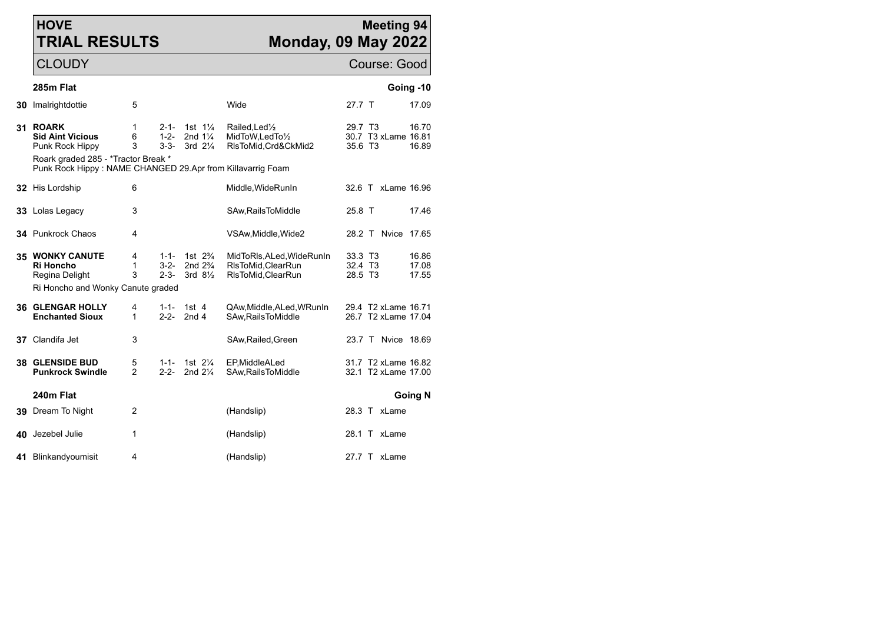# HOVE
# TRIAL RESULTS

## Meeting 94
## Monday, 09 May 2022

CLOUDY — Course: Good

### 285m Flat — Going -10

| | | | | | | | | |
|---|---|---|---|---|---|---|---|---|
| **30** | Imalrightdottie | 5 | | | Wide | 27.7 T | | 17.09 |
| **31** | **ROARK** | 1 | 2-1- | 1st 1¼ | Railed,Led½ | 29.7 T3 | | 16.70 |
| | **Sid Aint Vicious** | 6 | 1-2- | 2nd 1¼ | MidToW,LedTo½ | 30.7 T3 | xLame | 16.81 |
| | Punk Rock Hippy | 3 | 3-3- | 3rd 2¼ | RlsToMid,Crd&CkMid2 | 35.6 T3 | | 16.89 |

Roark graded 285 - *Tractor Break *
Punk Rock Hippy : NAME CHANGED 29.Apr from Killavarrig Foam

| | | | | | | | | |
|---|---|---|---|---|---|---|---|---|
| **32** | His Lordship | 6 | | | Middle,WideRunIn | 32.6 T | xLame | 16.96 |
| **33** | Lolas Legacy | 3 | | | SAw,RailsToMiddle | 25.8 T | | 17.46 |
| **34** | Punkrock Chaos | 4 | | | VSAw,Middle,Wide2 | 28.2 T | Nvice | 17.65 |
| **35** | **WONKY CANUTE** | 4 | 1-1- | 1st 2¾ | MidToRls,ALed,WideRunIn | 33.3 T3 | | 16.86 |
| | **Ri Honcho** | 1 | 3-2- | 2nd 2¾ | RlsToMid,ClearRun | 32.4 T3 | | 17.08 |
| | Regina Delight | 3 | 2-3- | 3rd 8½ | RlsToMid,ClearRun | 28.5 T3 | | 17.55 |

Ri Honcho and Wonky Canute graded

| | | | | | | | | |
|---|---|---|---|---|---|---|---|---|
| **36** | **GLENGAR HOLLY** | 4 | 1-1- | 1st 4 | QAw,Middle,ALed,WRunIn | 29.4 T2 | xLame | 16.71 |
| | **Enchanted Sioux** | 1 | 2-2- | 2nd 4 | SAw,RailsToMiddle | 26.7 T2 | xLame | 17.04 |
| **37** | Clandifa Jet | 3 | | | SAw,Railed,Green | 23.7 T | Nvice | 18.69 |
| **38** | **GLENSIDE BUD** | 5 | 1-1- | 1st 2¼ | EP,MiddleALed | 31.7 T2 | xLame | 16.82 |
| | **Punkrock Swindle** | 2 | 2-2- | 2nd 2¼ | SAw,RailsToMiddle | 32.1 T2 | xLame | 17.00 |

### 240m Flat — Going N

| | | | | | | | | |
|---|---|---|---|---|---|---|---|---|
| **39** | Dream To Night | 2 | | | (Handslip) | 28.3 T | xLame | |
| **40** | Jezebel Julie | 1 | | | (Handslip) | 28.1 T | xLame | |
| **41** | Blinkandyoumisit | 4 | | | (Handslip) | 27.7 T | xLame | |